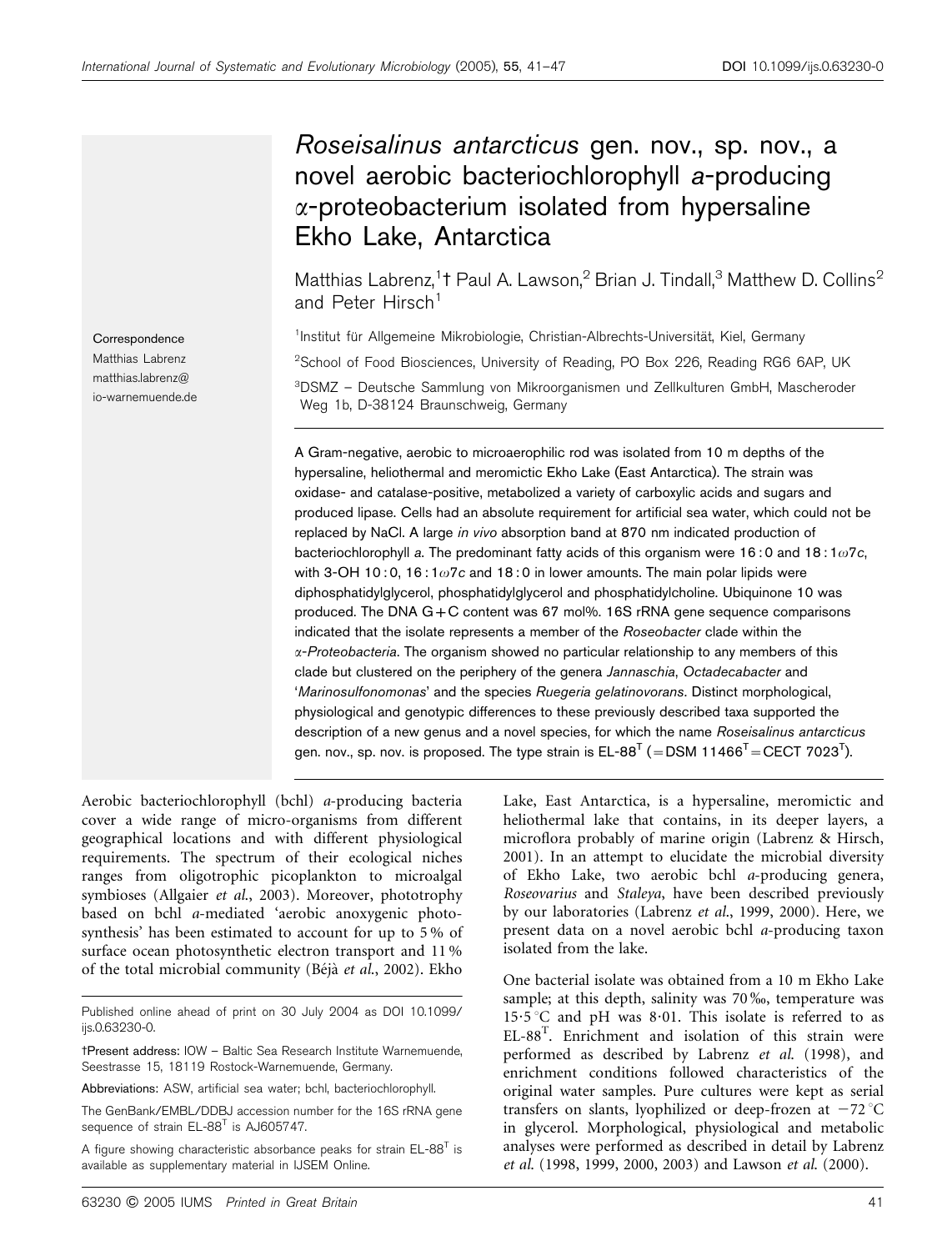# *Roseisalinus antarcticus* gen. nov., sp. nov., a novel aerobic bacteriochlorophyll *a*-producing α-proteobacterium isolated from hypersaline Ekho Lake, Antarctica

Matthias Labrenz,[1]† Paul A. Lawson,[2] Brian J. Tindall,[3] Matthew D. Collins[2] and Peter Hirsch[1]

[1]Institut für Allgemeine Mikrobiologie, Christian-Albrechts-Universität, Kiel, Germany

[2]School of Food Biosciences, University of Reading, PO Box 226, Reading RG6 6AP, UK

[3]DSMZ – Deutsche Sammlung von Mikroorganismen und Zellkulturen GmbH, Mascheroder Weg 1b, D-38124 Braunschweig, Germany

Correspondence
Matthias Labrenz
matthias.labrenz@io-warnemuende.de

A Gram-negative, aerobic to microaerophilic rod was isolated from 10 m depths of the hypersaline, heliothermal and meromictic Ekho Lake (East Antarctica). The strain was oxidase- and catalase-positive, metabolized a variety of carboxylic acids and sugars and produced lipase. Cells had an absolute requirement for artificial sea water, which could not be replaced by NaCl. A large *in vivo* absorption band at 870 nm indicated production of bacteriochlorophyll *a*. The predominant fatty acids of this organism were 16 : 0 and 18 : 1ω7*c*, with 3-OH 10 : 0, 16 : 1ω7*c* and 18 : 0 in lower amounts. The main polar lipids were diphosphatidylglycerol, phosphatidylglycerol and phosphatidylcholine. Ubiquinone 10 was produced. The DNA G+C content was 67 mol%. 16S rRNA gene sequence comparisons indicated that the isolate represents a member of the *Roseobacter* clade within the α-*Proteobacteria*. The organism showed no particular relationship to any members of this clade but clustered on the periphery of the genera *Jannaschia*, *Octadecabacter* and '*Marinosulfonomonas*' and the species *Ruegeria gelatinovorans*. Distinct morphological, physiological and genotypic differences to these previously described taxa supported the description of a new genus and a novel species, for which the name *Roseisalinus antarcticus* gen. nov., sp. nov. is proposed. The type strain is EL-88$^T$ (=DSM 11466$^T$=CECT 7023$^T$).

Aerobic bacteriochlorophyll (bchl) *a*-producing bacteria cover a wide range of micro-organisms from different geographical locations and with different physiological requirements. The spectrum of their ecological niches ranges from oligotrophic picoplankton to microalgal symbioses (Allgaier *et al*., 2003). Moreover, phototrophy based on bchl *a*-mediated 'aerobic anoxygenic photosynthesis' has been estimated to account for up to 5 % of surface ocean photosynthetic electron transport and 11 % of the total microbial community (Béjà *et al*., 2002). Ekho Lake, East Antarctica, is a hypersaline, meromictic and heliothermal lake that contains, in its deeper layers, a microflora probably of marine origin (Labrenz & Hirsch, 2001). In an attempt to elucidate the microbial diversity of Ekho Lake, two aerobic bchl *a*-producing genera, *Roseovarius* and *Staleya*, have been described previously by our laboratories (Labrenz *et al*., 1999, 2000). Here, we present data on a novel aerobic bchl *a*-producing taxon isolated from the lake.

One bacterial isolate was obtained from a 10 m Ekho Lake sample; at this depth, salinity was 70 ‰, temperature was 15·5 °C and pH was 8·01. This isolate is referred to as EL-88$^T$. Enrichment and isolation of this strain were performed as described by Labrenz *et al*. (1998), and enrichment conditions followed characteristics of the original water samples. Pure cultures were kept as serial transfers on slants, lyophilized or deep-frozen at −72 °C in glycerol. Morphological, physiological and metabolic analyses were performed as described in detail by Labrenz *et al*. (1998, 1999, 2000, 2003) and Lawson *et al*. (2000).

Published online ahead of print on 30 July 2004 as DOI 10.1099/ijs.0.63230-0.

†Present address: IOW – Baltic Sea Research Institute Warnemuende, Seestrasse 15, 18119 Rostock-Warnemuende, Germany.

Abbreviations: ASW, artificial sea water; bchl, bacteriochlorophyll.

The GenBank/EMBL/DDBJ accession number for the 16S rRNA gene sequence of strain EL-88$^T$ is AJ605747.

A figure showing characteristic absorbance peaks for strain EL-88$^T$ is available as supplementary material in IJSEM Online.

63230 © 2005 IUMS Printed in Great Britain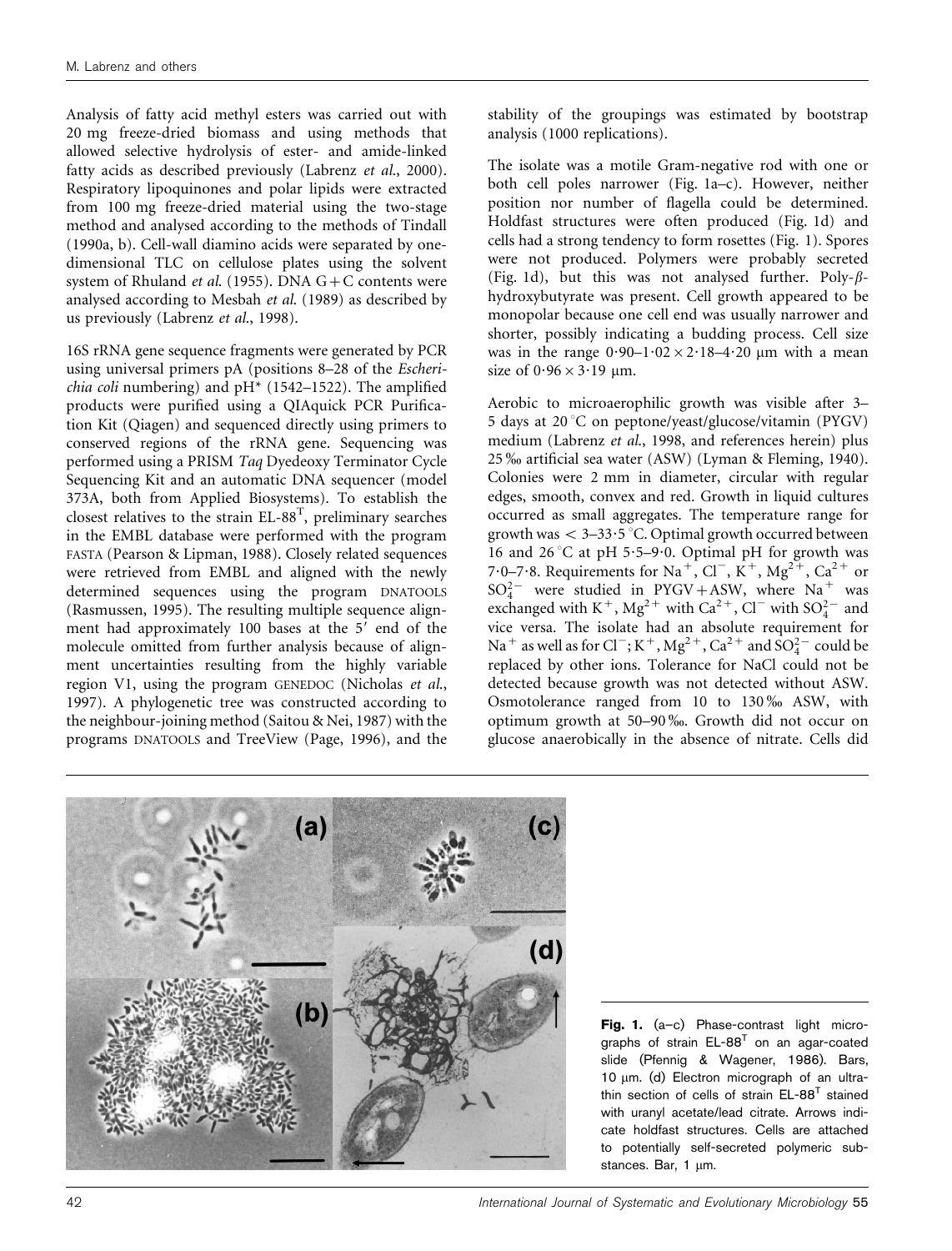Analysis of fatty acid methyl esters was carried out with 20 mg freeze-dried biomass and using methods that allowed selective hydrolysis of ester- and amide-linked fatty acids as described previously (Labrenz *et al.*, 2000). Respiratory lipoquinones and polar lipids were extracted from 100 mg freeze-dried material using the two-stage method and analysed according to the methods of Tindall (1990a, b). Cell-wall diamino acids were separated by one-dimensional TLC on cellulose plates using the solvent system of Rhuland *et al.* (1955). DNA G+C contents were analysed according to Mesbah *et al.* (1989) as described by us previously (Labrenz *et al.*, 1998).

16S rRNA gene sequence fragments were generated by PCR using universal primers pA (positions 8–28 of the *Escherichia coli* numbering) and pH* (1542–1522). The amplified products were purified using a QIAquick PCR Purification Kit (Qiagen) and sequenced directly using primers to conserved regions of the rRNA gene. Sequencing was performed using a PRISM *Taq* Dyedeoxy Terminator Cycle Sequencing Kit and an automatic DNA sequencer (model 373A, both from Applied Biosystems). To establish the closest relatives to the strain EL-88$^T$, preliminary searches in the EMBL database were performed with the program FASTA (Pearson & Lipman, 1988). Closely related sequences were retrieved from EMBL and aligned with the newly determined sequences using the program DNATOOLS (Rasmussen, 1995). The resulting multiple sequence alignment had approximately 100 bases at the 5′ end of the molecule omitted from further analysis because of alignment uncertainties resulting from the highly variable region V1, using the program GENEDOC (Nicholas *et al.*, 1997). A phylogenetic tree was constructed according to the neighbour-joining method (Saitou & Nei, 1987) with the programs DNATOOLS and TreeView (Page, 1996), and the stability of the groupings was estimated by bootstrap analysis (1000 replications).

The isolate was a motile Gram-negative rod with one or both cell poles narrower (Fig. 1a–c). However, neither position nor number of flagella could be determined. Holdfast structures were often produced (Fig. 1d) and cells had a strong tendency to form rosettes (Fig. 1). Spores were not produced. Polymers were probably secreted (Fig. 1d), but this was not analysed further. Poly-β-hydroxybutyrate was present. Cell growth appeared to be monopolar because one cell end was usually narrower and shorter, possibly indicating a budding process. Cell size was in the range 0·90–1·02 × 2·18–4·20 μm with a mean size of 0·96 × 3·19 μm.

Aerobic to microaerophilic growth was visible after 3–5 days at 20 °C on peptone/yeast/glucose/vitamin (PYGV) medium (Labrenz *et al.*, 1998, and references herein) plus 25 ‰ artificial sea water (ASW) (Lyman & Fleming, 1940). Colonies were 2 mm in diameter, circular with regular edges, smooth, convex and red. Growth in liquid cultures occurred as small aggregates. The temperature range for growth was < 3–33·5 °C. Optimal growth occurred between 16 and 26 °C at pH 5·5–9·0. Optimal pH for growth was 7·0–7·8. Requirements for $Na^+$, $Cl^-$, $K^+$, $Mg^{2+}$, $Ca^{2+}$ or $SO_4^{2-}$ were studied in PYGV+ASW, where $Na^+$ was exchanged with $K^+$, $Mg^{2+}$ with $Ca^{2+}$, $Cl^-$ with $SO_4^{2-}$ and vice versa. The isolate had an absolute requirement for $Na^+$ as well as for $Cl^-$; $K^+$, $Mg^{2+}$, $Ca^{2+}$ and $SO_4^{2-}$ could be replaced by other ions. Tolerance for NaCl could not be detected because growth was not detected without ASW. Osmotolerance ranged from 10 to 130 ‰ ASW, with optimum growth at 50–90 ‰. Growth did not occur on glucose anaerobically in the absence of nitrate. Cells did

**Fig. 1.** (a–c) Phase-contrast light micrographs of strain EL-88$^T$ on an agar-coated slide (Pfennig & Wagener, 1986). Bars, 10 μm. (d) Electron micrograph of an ultrathin section of cells of strain EL-88$^T$ stained with uranyl acetate/lead citrate. Arrows indicate holdfast structures. Cells are attached to potentially self-secreted polymeric substances. Bar, 1 μm.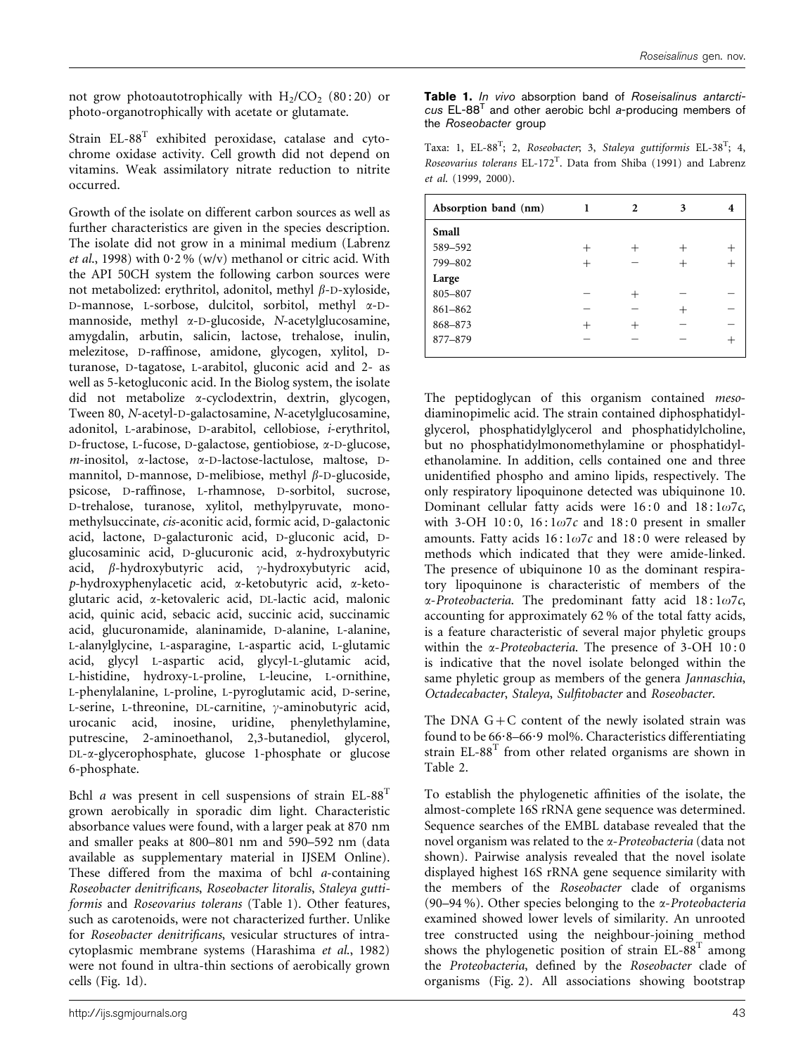not grow photoautotrophically with $H_2/CO_2$ (80 : 20) or photo-organotrophically with acetate or glutamate.

Strain EL-88$^T$ exhibited peroxidase, catalase and cytochrome oxidase activity. Cell growth did not depend on vitamins. Weak assimilatory nitrate reduction to nitrite occurred.

Growth of the isolate on different carbon sources as well as further characteristics are given in the species description. The isolate did not grow in a minimal medium (Labrenz *et al.*, 1998) with 0·2 % (w/v) methanol or citric acid. With the API 50CH system the following carbon sources were not metabolized: erythritol, adonitol, methyl *β*-D-xyloside, D-mannose, L-sorbose, dulcitol, sorbitol, methyl α-D-mannoside, methyl α-D-glucoside, *N*-acetylglucosamine, amygdalin, arbutin, salicin, lactose, trehalose, inulin, melezitose, D-raffinose, amidone, glycogen, xylitol, D-turanose, D-tagatose, L-arabitol, gluconic acid and 2- as well as 5-ketogluconic acid. In the Biolog system, the isolate did not metabolize α-cyclodextrin, dextrin, glycogen, Tween 80, *N*-acetyl-D-galactosamine, *N*-acetylglucosamine, adonitol, L-arabinose, D-arabitol, cellobiose, *i*-erythritol, D-fructose, L-fucose, D-galactose, gentiobiose, α-D-glucose, *m*-inositol, α-lactose, α-D-lactose-lactulose, maltose, D-mannitol, D-mannose, D-melibiose, methyl *β*-D-glucoside, psicose, D-raffinose, L-rhamnose, D-sorbitol, sucrose, D-trehalose, turanose, xylitol, methylpyruvate, mono-methylsuccinate, *cis*-aconitic acid, formic acid, D-galactonic acid, lactone, D-galacturonic acid, D-gluconic acid, D-glucosaminic acid, D-glucuronic acid, α-hydroxybutyric acid, *β*-hydroxybutyric acid, *γ*-hydroxybutyric acid, *p*-hydroxyphenylacetic acid, α-ketobutyric acid, α-ketoglutaric acid, α-ketovaleric acid, DL-lactic acid, malonic acid, quinic acid, sebacic acid, succinic acid, succinamic acid, glucuronamide, alaninamide, D-alanine, L-alanine, L-alanylglycine, L-asparagine, L-aspartic acid, L-glutamic acid, glycyl L-aspartic acid, glycyl-L-glutamic acid, L-histidine, hydroxy-L-proline, L-leucine, L-ornithine, L-phenylalanine, L-proline, L-pyroglutamic acid, D-serine, L-serine, L-threonine, DL-carnitine, *γ*-aminobutyric acid, urocanic acid, inosine, uridine, phenylethylamine, putrescine, 2-aminoethanol, 2,3-butanediol, glycerol, DL-α-glycerophosphate, glucose 1-phosphate or glucose 6-phosphate.

Bchl *a* was present in cell suspensions of strain EL-88$^T$ grown aerobically in sporadic dim light. Characteristic absorbance values were found, with a larger peak at 870 nm and smaller peaks at 800–801 nm and 590–592 nm (data available as supplementary material in IJSEM Online). These differed from the maxima of bchl *a*-containing *Roseobacter denitrificans*, *Roseobacter litoralis*, *Staleya guttiformis* and *Roseovarius tolerans* (Table 1). Other features, such as carotenoids, were not characterized further. Unlike for *Roseobacter denitrificans*, vesicular structures of intracytoplasmic membrane systems (Harashima *et al.*, 1982) were not found in ultra-thin sections of aerobically grown cells (Fig. 1d).

**Table 1.** *In vivo* absorption band of *Roseisalinus antarcticus* EL-88$^T$ and other aerobic bchl *a*-producing members of the *Roseobacter* group

Taxa: 1, EL-88$^T$; 2, *Roseobacter*; 3, *Staleya guttiformis* EL-38$^T$; 4, *Roseovarius tolerans* EL-172$^T$. Data from Shiba (1991) and Labrenz *et al.* (1999, 2000).

| Absorption band (nm) | 1 | 2 | 3 | 4 |
|---|---|---|---|---|
| **Small** | | | | |
| 589–592 | + | + | + | + |
| 799–802 | + | − | + | + |
| **Large** | | | | |
| 805–807 | − | + | − | − |
| 861–862 | − | − | + | − |
| 868–873 | + | + | − | − |
| 877–879 | − | − | − | + |

The peptidoglycan of this organism contained *meso*-diaminopimelic acid. The strain contained diphosphatidylglycerol, phosphatidylglycerol and phosphatidylcholine, but no phosphatidylmonomethylamine or phosphatidylethanolamine. In addition, cells contained one and three unidentified phospho and amino lipids, respectively. The only respiratory lipoquinone detected was ubiquinone 10. Dominant cellular fatty acids were 16 : 0 and 18 : 1ω7*c*, with 3-OH 10 : 0, 16 : 1ω7*c* and 18 : 0 present in smaller amounts. Fatty acids 16 : 1ω7*c* and 18 : 0 were released by methods which indicated that they were amide-linked. The presence of ubiquinone 10 as the dominant respiratory lipoquinone is characteristic of members of the *α-Proteobacteria*. The predominant fatty acid 18 : 1ω7*c*, accounting for approximately 62 % of the total fatty acids, is a feature characteristic of several major phyletic groups within the *α-Proteobacteria*. The presence of 3-OH 10 : 0 is indicative that the novel isolate belonged within the same phyletic group as members of the genera *Jannaschia*, *Octadecabacter*, *Staleya*, *Sulfitobacter* and *Roseobacter*.

The DNA G+C content of the newly isolated strain was found to be 66·8–66·9 mol%. Characteristics differentiating strain EL-88$^T$ from other related organisms are shown in Table 2.

To establish the phylogenetic affinities of the isolate, the almost-complete 16S rRNA gene sequence was determined. Sequence searches of the EMBL database revealed that the novel organism was related to the *α-Proteobacteria* (data not shown). Pairwise analysis revealed that the novel isolate displayed highest 16S rRNA gene sequence similarity with the members of the *Roseobacter* clade of organisms (90–94 %). Other species belonging to the *α-Proteobacteria* examined showed lower levels of similarity. An unrooted tree constructed using the neighbour-joining method shows the phylogenetic position of strain EL-88$^T$ among the *Proteobacteria*, defined by the *Roseobacter* clade of organisms (Fig. 2). All associations showing bootstrap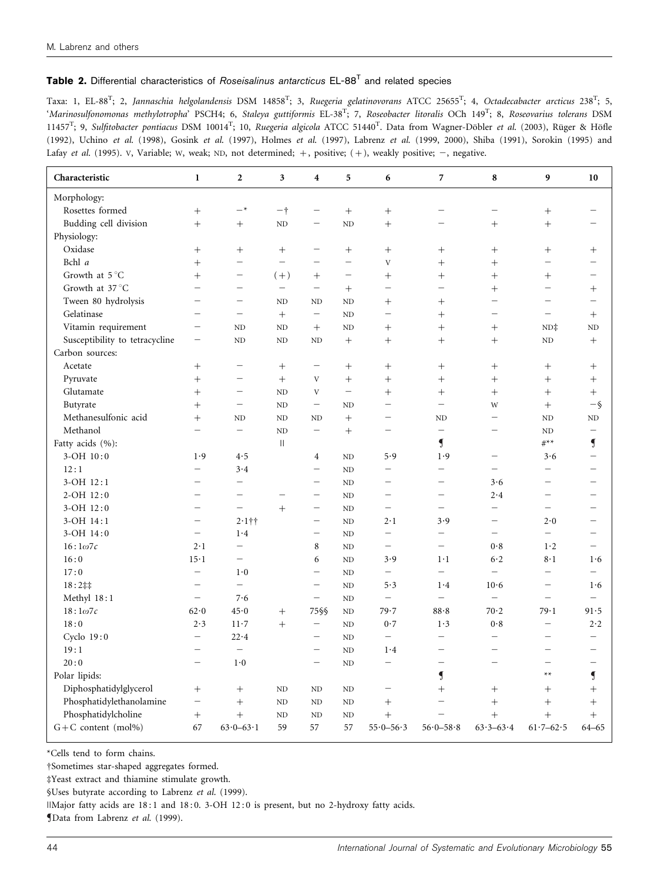**Table 2.** Differential characteristics of *Roseisalinus antarcticus* EL-88[T] and related species

Taxa: 1, EL-88[T]; 2, *Jannaschia helgolandensis* DSM 14858[T]; 3, *Ruegeria gelatinovorans* ATCC 25655[T]; 4, *Octadecabacter arcticus* 238[T]; 5, '*Marinosulfonomonas methylotropha*' PSCH4; 6, *Staleya guttiformis* EL-38[T]; 7, *Roseobacter litoralis* OCh 149[T]; 8, *Roseovarius tolerans* DSM 11457[T]; 9, *Sulfitobacter pontiacus* DSM 10014[T]; 10, *Ruegeria algicola* ATCC 51440[T]. Data from Wagner-Döbler *et al.* (2003), Rüger & Höfle (1992), Uchino *et al.* (1998), Gosink *et al.* (1997), Holmes *et al.* (1997), Labrenz *et al.* (1999, 2000), Shiba (1991), Sorokin (1995) and Lafay *et al.* (1995). V, Variable; W, weak; ND, not determined; +, positive; (+), weakly positive; −, negative.

| Characteristic | 1 | 2 | 3 | 4 | 5 | 6 | 7 | 8 | 9 | 10 |
|---|---|---|---|---|---|---|---|---|---|---|
| Morphology: | | | | | | | | | | |
| Rosettes formed | + | −* | −† | − | + | + | − | − | + | − |
| Budding cell division | + | + | ND | − | ND | + | − | + | + | − |
| Physiology: | | | | | | | | | | |
| Oxidase | + | + | + | − | + | + | + | + | + | + |
| Bchl *a* | + | − | − | − | − | V | + | + | − | − |
| Growth at 5 °C | + | − | (+) | + | − | + | + | + | + | − |
| Growth at 37 °C | − | − | − | − | + | − | − | + | − | + |
| Tween 80 hydrolysis | − | − | ND | ND | ND | + | + | − | − | − |
| Gelatinase | − | − | + | − | ND | − | + | − | − | + |
| Vitamin requirement | − | ND | ND | + | ND | + | + | + | ND‡ | ND |
| Susceptibility to tetracycline | − | ND | ND | ND | + | + | + | + | ND | + |
| Carbon sources: | | | | | | | | | | |
| Acetate | + | − | + | − | + | + | + | + | + | + |
| Pyruvate | + | − | + | V | + | + | + | + | + | + |
| Glutamate | + | − | ND | V | − | + | + | + | + | + |
| Butyrate | + | − | ND | − | ND | − | − | W | + | −§ |
| Methanesulfonic acid | + | ND | ND | ND | + | − | ND | − | ND | ND |
| Methanol | − | − | ND | − | + | − | − | − | ND | − |
| Fatty acids (%): | | | ‖ | | | | ¶ | | #** | ¶ |
| 3-OH 10 : 0 | 1·9 | 4·5 | | 4 | ND | 5·9 | 1·9 | − | 3·6 | − |
| 12 : 1 | − | 3·4 | | − | ND | − | − | − | − | − |
| 3-OH 12 : 1 | − | − | | − | ND | − | − | 3·6 | − | − |
| 2-OH 12 : 0 | − | − | − | − | ND | − | − | 2·4 | − | − |
| 3-OH 12 : 0 | − | − | + | − | ND | − | − | − | − | − |
| 3-OH 14 : 1 | − | 2·1†† | | − | ND | 2·1 | 3·9 | − | 2·0 | − |
| 3-OH 14 : 0 | − | 1·4 | | − | ND | − | − | − | − | − |
| 16 : 1ω7*c* | 2·1 | − | | 8 | ND | − | − | 0·8 | 1·2 | − |
| 16 : 0 | 15·1 | − | | 6 | ND | 3·9 | 1·1 | 6·2 | 8·1 | 1·6 |
| 17 : 0 | − | 1·0 | | − | ND | − | − | − | − | − |
| 18 : 2‡‡ | − | − | | − | ND | 5·3 | 1·4 | 10·6 | − | 1·6 |
| Methyl 18 : 1 | − | 7·6 | | − | ND | − | − | − | − | − |
| 18 : 1ω7*c* | 62·0 | 45·0 | + | 75§§ | ND | 79·7 | 88·8 | 70·2 | 79·1 | 91·5 |
| 18 : 0 | 2·3 | 11·7 | + | − | ND | 0·7 | 1·3 | 0·8 | − | 2·2 |
| Cyclo 19 : 0 | − | 22·4 | | − | ND | − | − | − | − | − |
| 19 : 1 | − | − | | − | ND | 1·4 | − | − | − | − |
| 20 : 0 | − | 1·0 | | − | ND | − | − | − | − | − |
| Polar lipids: | | | | | | | ¶ | | ** | ¶ |
| Diphosphatidylglycerol | + | + | ND | ND | ND | − | + | + | + | + |
| Phosphatidylethanolamine | − | + | ND | ND | ND | + | − | + | + | + |
| Phosphatidylcholine | + | + | ND | ND | ND | + | − | + | + | + |
| G+C content (mol%) | 67 | 63·0–63·1 | 59 | 57 | 57 | 55·0–56·3 | 56·0–58·8 | 63·3–63·4 | 61·7–62·5 | 64–65 |

*Cells tend to form chains.

†Sometimes star-shaped aggregates formed.

‡Yeast extract and thiamine stimulate growth.

§Uses butyrate according to Labrenz *et al.* (1999).

‖Major fatty acids are 18 : 1 and 18 : 0. 3-OH 12 : 0 is present, but no 2-hydroxy fatty acids.

¶Data from Labrenz *et al.* (1999).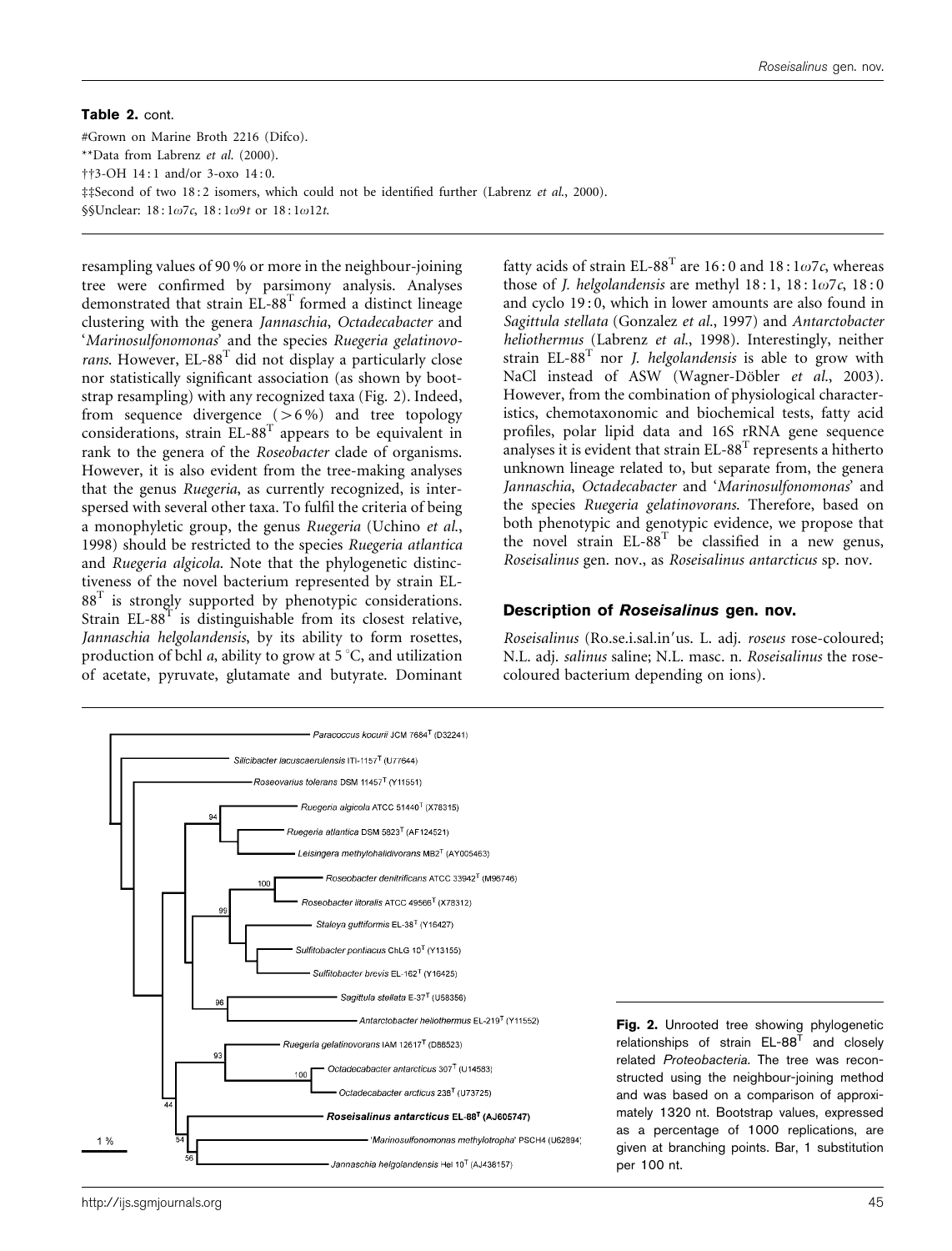**Table 2.** cont.

#Grown on Marine Broth 2216 (Difco).

**Data from Labrenz *et al.* (2000).

††3-OH 14 : 1 and/or 3-oxo 14 : 0.

‡‡Second of two 18 : 2 isomers, which could not be identified further (Labrenz *et al.*, 2000).

§§Unclear: 18 : 1ω7*c*, 18 : 1ω9*t* or 18 : 1ω12*t*.

resampling values of 90 % or more in the neighbour-joining tree were confirmed by parsimony analysis. Analyses demonstrated that strain EL-88$^T$ formed a distinct lineage clustering with the genera *Jannaschia*, *Octadecabacter* and '*Marinosulfonomonas*' and the species *Ruegeria gelatinovorans*. However, EL-88$^T$ did not display a particularly close nor statistically significant association (as shown by bootstrap resampling) with any recognized taxa (Fig. 2). Indeed, from sequence divergence (>6 %) and tree topology considerations, strain EL-88$^T$ appears to be equivalent in rank to the genera of the *Roseobacter* clade of organisms. However, it is also evident from the tree-making analyses that the genus *Ruegeria*, as currently recognized, is interspersed with several other taxa. To fulfil the criteria of being a monophyletic group, the genus *Ruegeria* (Uchino *et al.*, 1998) should be restricted to the species *Ruegeria atlantica* and *Ruegeria algicola*. Note that the phylogenetic distinctiveness of the novel bacterium represented by strain EL-88$^T$ is strongly supported by phenotypic considerations. Strain EL-88$^T$ is distinguishable from its closest relative, *Jannaschia helgolandensis*, by its ability to form rosettes, production of bchl *a*, ability to grow at 5 °C, and utilization of acetate, pyruvate, glutamate and butyrate. Dominant fatty acids of strain EL-88$^T$ are 16 : 0 and 18 : 1ω7*c*, whereas those of *J. helgolandensis* are methyl 18 : 1, 18 : 1ω7*c*, 18 : 0 and cyclo 19 : 0, which in lower amounts are also found in *Sagittula stellata* (Gonzalez *et al.*, 1997) and *Antarctobacter heliothermus* (Labrenz *et al.*, 1998). Interestingly, neither strain EL-88$^T$ nor *J. helgolandensis* is able to grow with NaCl instead of ASW (Wagner-Döbler *et al.*, 2003). However, from the combination of physiological characteristics, chemotaxonomic and biochemical tests, fatty acid profiles, polar lipid data and 16S rRNA gene sequence analyses it is evident that strain EL-88$^T$ represents a hitherto unknown lineage related to, but separate from, the genera *Jannaschia*, *Octadecabacter* and '*Marinosulfonomonas*' and the species *Ruegeria gelatinovorans*. Therefore, based on both phenotypic and genotypic evidence, we propose that the novel strain EL-88$^T$ be classified in a new genus, *Roseisalinus* gen. nov., as *Roseisalinus antarcticus* sp. nov.

### Description of *Roseisalinus* gen. nov.

*Roseisalinus* (Ro.se.i.sal.in′us. L. adj. *roseus* rose-coloured; N.L. adj. *salinus* saline; N.L. masc. n. *Roseisalinus* the rose-coloured bacterium depending on ions).

**Fig. 2.** Unrooted tree showing phylogenetic relationships of strain EL-88$^T$ and closely related *Proteobacteria*. The tree was reconstructed using the neighbour-joining method and was based on a comparison of approximately 1320 nt. Bootstrap values, expressed as a percentage of 1000 replications, are given at branching points. Bar, 1 substitution per 100 nt.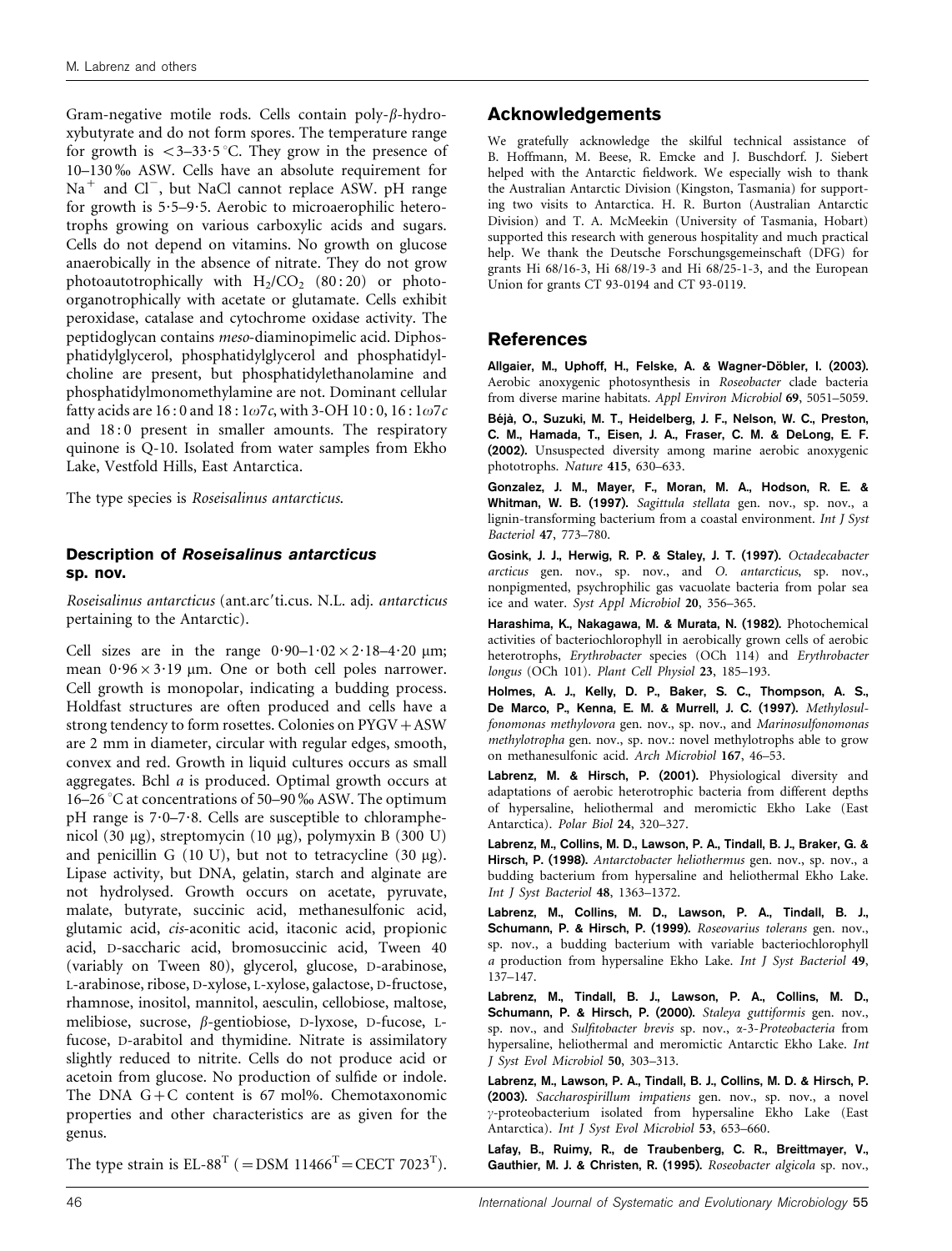Gram-negative motile rods. Cells contain poly-β-hydroxybutyrate and do not form spores. The temperature range for growth is <3–33·5 °C. They grow in the presence of 10–130 ‰ ASW. Cells have an absolute requirement for $Na^+$ and $Cl^-$, but NaCl cannot replace ASW. pH range for growth is 5·5–9·5. Aerobic to microaerophilic heterotrophs growing on various carboxylic acids and sugars. Cells do not depend on vitamins. No growth on glucose anaerobically in the absence of nitrate. They do not grow photoautotrophically with $H_2/CO_2$ (80 : 20) or photoorganotrophically with acetate or glutamate. Cells exhibit peroxidase, catalase and cytochrome oxidase activity. The peptidoglycan contains *meso*-diaminopimelic acid. Diphosphatidylglycerol, phosphatidylglycerol and phosphatidylcholine are present, but phosphatidylethanolamine and phosphatidylmonomethylamine are not. Dominant cellular fatty acids are 16 : 0 and 18 : 1ω7*c*, with 3-OH 10 : 0, 16 : 1ω7*c* and 18 : 0 present in smaller amounts. The respiratory quinone is Q-10. Isolated from water samples from Ekho Lake, Vestfold Hills, East Antarctica.

The type species is *Roseisalinus antarcticus*.

### Description of *Roseisalinus antarcticus* sp. nov.

*Roseisalinus antarcticus* (ant.arc′ti.cus. N.L. adj. *antarcticus* pertaining to the Antarctic).

Cell sizes are in the range 0·90–1·02 × 2·18–4·20 μm; mean 0·96 × 3·19 μm. One or both cell poles narrower. Cell growth is monopolar, indicating a budding process. Holdfast structures are often produced and cells have a strong tendency to form rosettes. Colonies on PYGV + ASW are 2 mm in diameter, circular with regular edges, smooth, convex and red. Growth in liquid cultures occurs as small aggregates. Bchl *a* is produced. Optimal growth occurs at 16–26 °C at concentrations of 50–90 ‰ ASW. The optimum pH range is 7·0–7·8. Cells are susceptible to chloramphenicol (30 μg), streptomycin (10 μg), polymyxin B (300 U) and penicillin G (10 U), but not to tetracycline (30 μg). Lipase activity, but DNA, gelatin, starch and alginate are not hydrolysed. Growth occurs on acetate, pyruvate, malate, butyrate, succinic acid, methanesulfonic acid, glutamic acid, *cis*-aconitic acid, itaconic acid, propionic acid, D-saccharic acid, bromosuccinic acid, Tween 40 (variably on Tween 80), glycerol, glucose, D-arabinose, L-arabinose, ribose, D-xylose, L-xylose, galactose, D-fructose, rhamnose, inositol, mannitol, aesculin, cellobiose, maltose, melibiose, sucrose, β-gentiobiose, D-lyxose, D-fucose, L-fucose, D-arabitol and thymidine. Nitrate is assimilatory slightly reduced to nitrite. Cells do not produce acid or acetoin from glucose. No production of sulfide or indole. The DNA G + C content is 67 mol%. Chemotaxonomic properties and other characteristics are as given for the genus.

The type strain is EL-88$^T$ ( = DSM 11466$^T$ = CECT 7023$^T$).

## Acknowledgements

We gratefully acknowledge the skilful technical assistance of B. Hoffmann, M. Beese, R. Emcke and J. Buschdorf. J. Siebert helped with the Antarctic fieldwork. We especially wish to thank the Australian Antarctic Division (Kingston, Tasmania) for supporting two visits to Antarctica. H. R. Burton (Australian Antarctic Division) and T. A. McMeekin (University of Tasmania, Hobart) supported this research with generous hospitality and much practical help. We thank the Deutsche Forschungsgemeinschaft (DFG) for grants Hi 68/16-3, Hi 68/19-3 and Hi 68/25-1-3, and the European Union for grants CT 93-0194 and CT 93-0119.

## References

**Allgaier, M., Uphoff, H., Felske, A. & Wagner-Döbler, I. (2003).** Aerobic anoxygenic photosynthesis in *Roseobacter* clade bacteria from diverse marine habitats. *Appl Environ Microbiol* **69**, 5051–5059.

**Béjà, O., Suzuki, M. T., Heidelberg, J. F., Nelson, W. C., Preston, C. M., Hamada, T., Eisen, J. A., Fraser, C. M. & DeLong, E. F. (2002).** Unsuspected diversity among marine aerobic anoxygenic phototrophs. *Nature* **415**, 630–633.

**Gonzalez, J. M., Mayer, F., Moran, M. A., Hodson, R. E. & Whitman, W. B. (1997).** *Sagittula stellata* gen. nov., sp. nov., a lignin-transforming bacterium from a coastal environment. *Int J Syst Bacteriol* **47**, 773–780.

**Gosink, J. J., Herwig, R. P. & Staley, J. T. (1997).** *Octadecabacter arcticus* gen. nov., sp. nov., and *O. antarcticus*, sp. nov., nonpigmented, psychrophilic gas vacuolate bacteria from polar sea ice and water. *Syst Appl Microbiol* **20**, 356–365.

**Harashima, K., Nakagawa, M. & Murata, N. (1982).** Photochemical activities of bacteriochlorophyll in aerobically grown cells of aerobic heterotrophs, *Erythrobacter* species (OCh 114) and *Erythrobacter longus* (OCh 101). *Plant Cell Physiol* **23**, 185–193.

**Holmes, A. J., Kelly, D. P., Baker, S. C., Thompson, A. S., De Marco, P., Kenna, E. M. & Murrell, J. C. (1997).** *Methylosulfonomonas methylovora* gen. nov., sp. nov., and *Marinosulfonomonas methylotropha* gen. nov., sp. nov.: novel methylotrophs able to grow on methanesulfonic acid. *Arch Microbiol* **167**, 46–53.

**Labrenz, M. & Hirsch, P. (2001).** Physiological diversity and adaptations of aerobic heterotrophic bacteria from different depths of hypersaline, heliothermal and meromictic Ekho Lake (East Antarctica). *Polar Biol* **24**, 320–327.

**Labrenz, M., Collins, M. D., Lawson, P. A., Tindall, B. J., Braker, G. & Hirsch, P. (1998).** *Antarctobacter heliothermus* gen. nov., sp. nov., a budding bacterium from hypersaline and heliothermal Ekho Lake. *Int J Syst Bacteriol* **48**, 1363–1372.

**Labrenz, M., Collins, M. D., Lawson, P. A., Tindall, B. J., Schumann, P. & Hirsch, P. (1999).** *Roseovarius tolerans* gen. nov., sp. nov., a budding bacterium with variable bacteriochlorophyll *a* production from hypersaline Ekho Lake. *Int J Syst Bacteriol* **49**, 137–147.

**Labrenz, M., Tindall, B. J., Lawson, P. A., Collins, M. D., Schumann, P. & Hirsch, P. (2000).** *Staleya guttiformis* gen. nov., sp. nov., and *Sulfitobacter brevis* sp. nov., α-3-*Proteobacteria* from hypersaline, heliothermal and meromictic Antarctic Ekho Lake. *Int J Syst Evol Microbiol* **50**, 303–313.

**Labrenz, M., Lawson, P. A., Tindall, B. J., Collins, M. D. & Hirsch, P. (2003).** *Saccharospirillum impatiens* gen. nov., sp. nov., a novel γ-proteobacterium isolated from hypersaline Ekho Lake (East Antarctica). *Int J Syst Evol Microbiol* **53**, 653–660.

**Lafay, B., Ruimy, R., de Traubenberg, C. R., Breittmayer, V., Gauthier, M. J. & Christen, R. (1995).** *Roseobacter algicola* sp. nov.,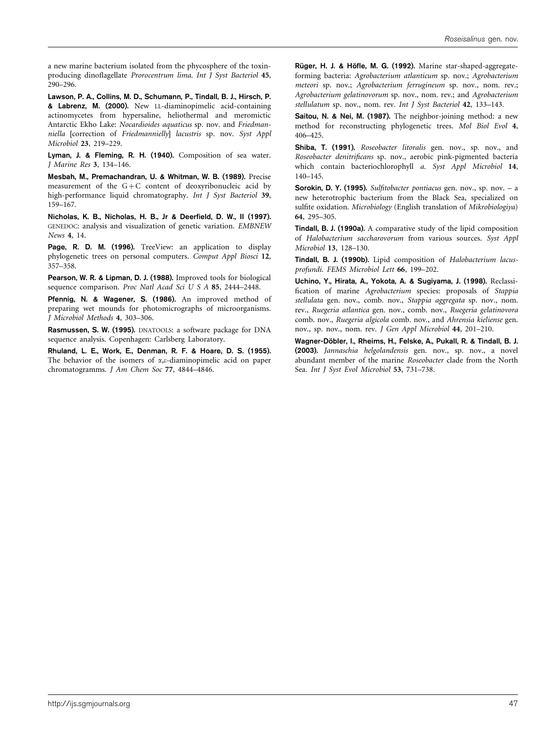a new marine bacterium isolated from the phycosphere of the toxin-producing dinoflagellate *Prorocentrum lima*. *Int J Syst Bacteriol* **45**, 290–296.

**Lawson, P. A., Collins, M. D., Schumann, P., Tindall, B. J., Hirsch, P. & Labrenz, M. (2000).** New LL-diaminopimelic acid-containing actinomycetes from hypersaline, heliothermal and meromictic Antarctic Ekho Lake: *Nocardioides aquaticus* sp. nov. and *Friedmanniella* [correction of *Friedmannielly*] *lacustris* sp. nov. *Syst Appl Microbiol* **23**, 219–229.

**Lyman, J. & Fleming, R. H. (1940).** Composition of sea water. *J Marine Res* **3**, 134–146.

**Mesbah, M., Premachandran, U. & Whitman, W. B. (1989).** Precise measurement of the G+C content of deoxyribonucleic acid by high-performance liquid chromatography. *Int J Syst Bacteriol* **39**, 159–167.

**Nicholas, K. B., Nicholas, H. B., Jr & Deerfield, D. W., II (1997).** GENEDOC: analysis and visualization of genetic variation. *EMBNEW News* **4**, 14.

**Page, R. D. M. (1996).** TreeView: an application to display phylogenetic trees on personal computers. *Comput Appl Biosci* **12**, 357–358.

**Pearson, W. R. & Lipman, D. J. (1988).** Improved tools for biological sequence comparison. *Proc Natl Acad Sci U S A* **85**, 2444–2448.

**Pfennig, N. & Wagener, S. (1986).** An improved method of preparing wet mounds for photomicrographs of microorganisms. *J Microbiol Methods* **4**, 303–306.

**Rasmussen, S. W. (1995).** DNATOOLS: a software package for DNA sequence analysis. Copenhagen: Carlsberg Laboratory.

**Rhuland, L. E., Work, E., Denman, R. F. & Hoare, D. S. (1955).** The behavior of the isomers of $\alpha,\varepsilon$-diaminopimelic acid on paper chromatogramms. *J Am Chem Soc* **77**, 4844–4846.

**Rüger, H. J. & Höfle, M. G. (1992).** Marine star-shaped-aggregate-forming bacteria: *Agrobacterium atlanticum* sp. nov.; *Agrobacterium meteori* sp. nov.; *Agrobacterium ferrugineum* sp. nov., nom. rev.; *Agrobacterium gelatinovorum* sp. nov., nom. rev.; and *Agrobacterium stellulatum* sp. nov., nom. rev. *Int J Syst Bacteriol* **42**, 133–143.

**Saitou, N. & Nei, M. (1987).** The neighbor-joining method: a new method for reconstructing phylogenetic trees. *Mol Biol Evol* **4**, 406–425.

**Shiba, T. (1991).** *Roseobacter litoralis* gen. nov., sp. nov., and *Roseobacter denitrificans* sp. nov., aerobic pink-pigmented bacteria which contain bacteriochlorophyll *a*. *Syst Appl Microbiol* **14**, 140–145.

**Sorokin, D. Y. (1995).** *Sulfitobacter pontiacus* gen. nov., sp. nov. – a new heterotrophic bacterium from the Black Sea, specialized on sulfite oxidation. *Microbiology* (English translation of *Mikrobiologiya*) **64**, 295–305.

**Tindall, B. J. (1990a).** A comparative study of the lipid composition of *Halobacterium saccharovorum* from various sources. *Syst Appl Microbiol* **13**, 128–130.

**Tindall, B. J. (1990b).** Lipid composition of *Halobacterium lacusprofundi*. *FEMS Microbiol Lett* **66**, 199–202.

**Uchino, Y., Hirata, A., Yokota, A. & Sugiyama, J. (1998).** Reclassification of marine *Agrobacterium* species: proposals of *Stappia stellulata* gen. nov., comb. nov., *Stappia aggregata* sp. nov., nom. rev., *Ruegeria atlantica* gen. nov., comb. nov., *Ruegeria gelatinovora* comb. nov., *Ruegeria algicola* comb. nov., and *Ahrensia kieliense* gen. nov., sp. nov., nom. rev. *J Gen Appl Microbiol* **44**, 201–210.

**Wagner-Döbler, I., Rheims, H., Felske, A., Pukall, R. & Tindall, B. J. (2003).** *Jannaschia helgolandensis* gen. nov., sp. nov., a novel abundant member of the marine *Roseobacter* clade from the North Sea. *Int J Syst Evol Microbiol* **53**, 731–738.